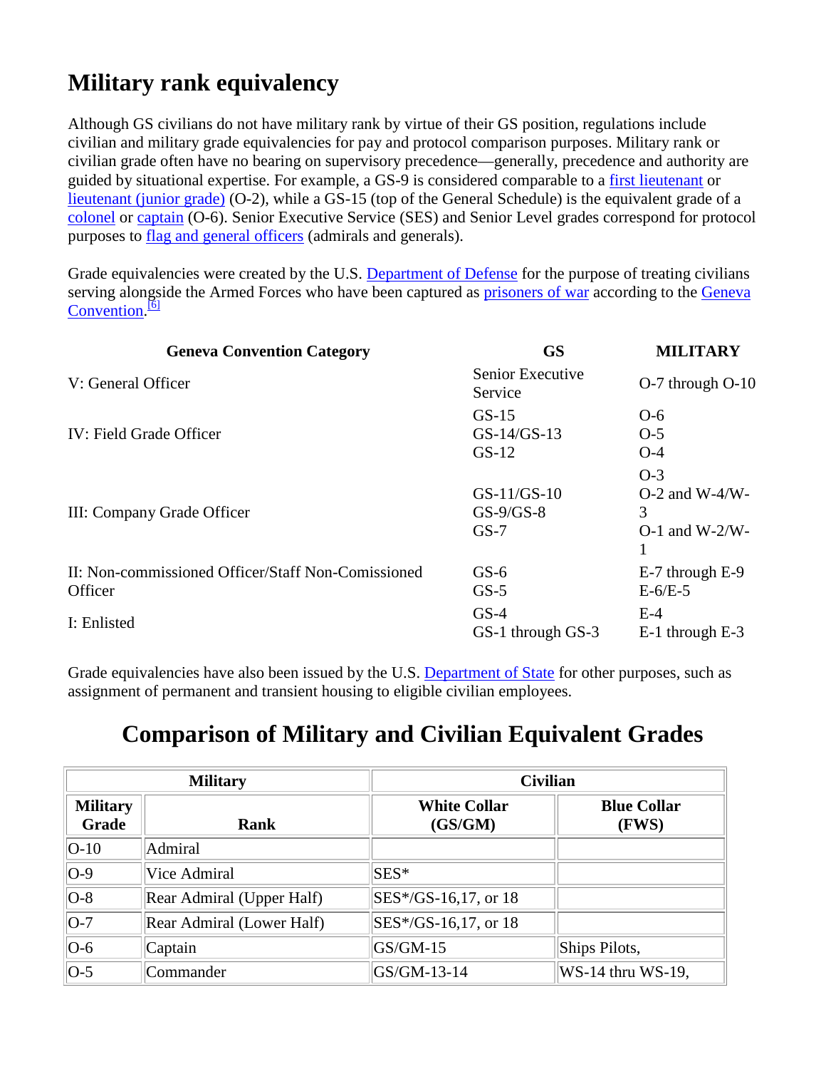# Military rank equivalency

Although GS civilians do not have military rank by virtue of their GS position, regulations include civilian and military grade equivalencies for pay and protocol comparison purposes. Military rank or civilian grade often have no bearing on supervisory precedence—generally, precedence and authority are guided by situational expertise. For example, a GS-9 is considered comparable to a first lieutenant or lieutenant (junior grade) (O-2), while a GS-15 (top of the General Schedule) is the equivalent grade of a colonel or captain (O-6). Senior Executive Service (SES) and Senior Level grades correspond for protocol purposes to flag and general officers (admirals and generals).

Grade equivalencies were created by the U.S. Department of Defense for the purpose of treating civilians serving alongside the Armed Forces who have been captured as prisoners of war according to the Geneva Convention.[6]

| Geneva Convention Category | GS | MILITARY |
|---|---|---|
| V: General Officer | Senior Executive Service | O-7 through O-10 |
| IV: Field Grade Officer | GS-15<br>GS-14/GS-13<br>GS-12 | O-6<br>O-5<br>O-4 |
| III: Company Grade Officer | GS-11/GS-10<br>GS-9/GS-8<br>GS-7 | O-3<br>O-2 and W-4/W-3<br>O-1 and W-2/W-1 |
| II: Non-commissioned Officer/Staff Non-Comissioned Officer | GS-6<br>GS-5 | E-7 through E-9<br>E-6/E-5 |
| I: Enlisted | GS-4<br>GS-1 through GS-3 | E-4<br>E-1 through E-3 |

Grade equivalencies have also been issued by the U.S. Department of State for other purposes, such as assignment of permanent and transient housing to eligible civilian employees.

## Comparison of Military and Civilian Equivalent Grades

| Military | | Civilian | |
|---|---|---|---|
| **Military Grade** | **Rank** | **White Collar (GS/GM)** | **Blue Collar (FWS)** |
| O-10 | Admiral | | |
| O-9 | Vice Admiral | SES* | |
| O-8 | Rear Admiral (Upper Half) | SES*/GS-16,17, or 18 | |
| O-7 | Rear Admiral (Lower Half) | SES*/GS-16,17, or 18 | |
| O-6 | Captain | GS/GM-15 | Ships Pilots, |
| O-5 | Commander | GS/GM-13-14 | WS-14 thru WS-19, |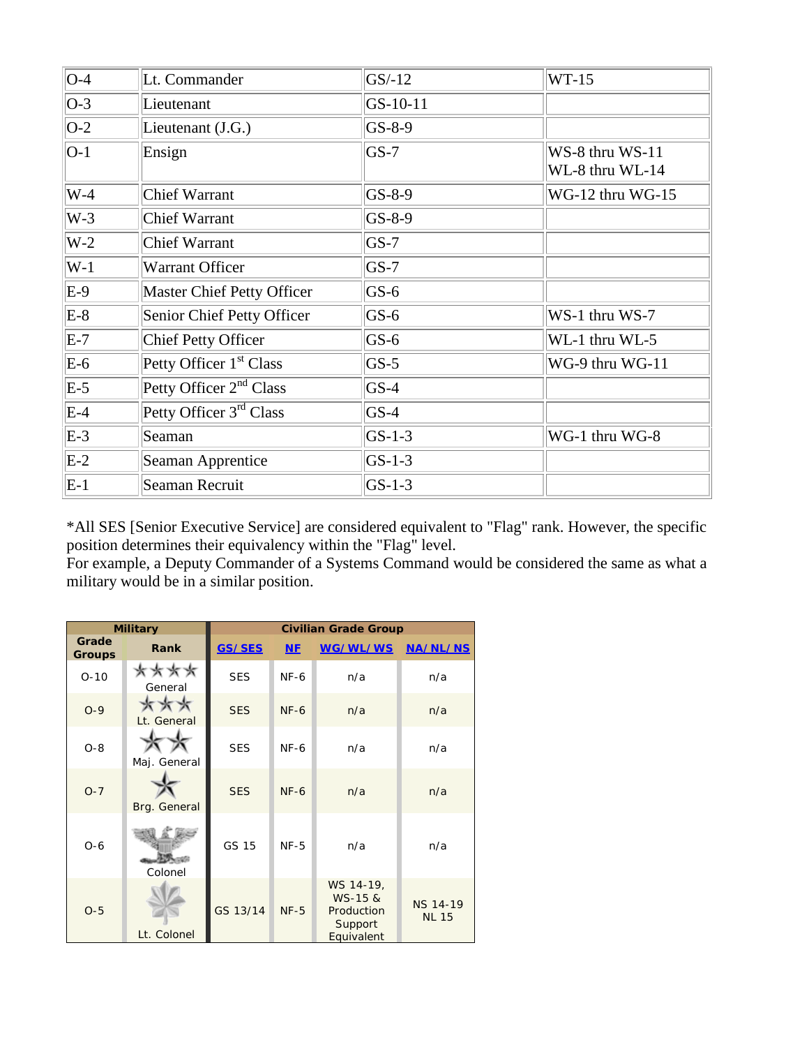| O-4 | Lt. Commander | GS/-12 | WT-15 |
|---|---|---|---|
| O-3 | Lieutenant | GS-10-11 | |
| O-2 | Lieutenant (J.G.) | GS-8-9 | |
| O-1 | Ensign | GS-7 | WS-8 thru WS-11<br>WL-8 thru WL-14 |
| W-4 | Chief Warrant | GS-8-9 | WG-12 thru WG-15 |
| W-3 | Chief Warrant | GS-8-9 | |
| W-2 | Chief Warrant | GS-7 | |
| W-1 | Warrant Officer | GS-7 | |
| E-9 | Master Chief Petty Officer | GS-6 | |
| E-8 | Senior Chief Petty Officer | GS-6 | WS-1 thru WS-7 |
| E-7 | Chief Petty Officer | GS-6 | WL-1 thru WL-5 |
| E-6 | Petty Officer 1st Class | GS-5 | WG-9 thru WG-11 |
| E-5 | Petty Officer 2nd Class | GS-4 | |
| E-4 | Petty Officer 3rd Class | GS-4 | |
| E-3 | Seaman | GS-1-3 | WG-1 thru WG-8 |
| E-2 | Seaman Apprentice | GS-1-3 | |
| E-1 | Seaman Recruit | GS-1-3 | |

*All SES [Senior Executive Service] are considered equivalent to "Flag" rank. However, the specific position determines their equivalency within the "Flag" level.
For example, a Deputy Commander of a Systems Command would be considered the same as what a military would be in a similar position.

| **Military** | | **Civilian Grade Group** | | | |
|---|---|---|---|---|---|
| **Grade Groups** | **Rank** | **GS/SES** | **NF** | **WG/WL/WS** | **NA/NL/NS** |
| O-10 | General | SES | NF-6 | n/a | n/a |
| O-9 | Lt. General | SES | NF-6 | n/a | n/a |
| O-8 | Maj. General | SES | NF-6 | n/a | n/a |
| O-7 | Brg. General | SES | NF-6 | n/a | n/a |
| O-6 | Colonel | GS 15 | NF-5 | n/a | n/a |
| O-5 | Lt. Colonel | GS 13/14 | NF-5 | WS 14-19, WS-15 & Production Support Equivalent | NS 14-19<br>NL 15 |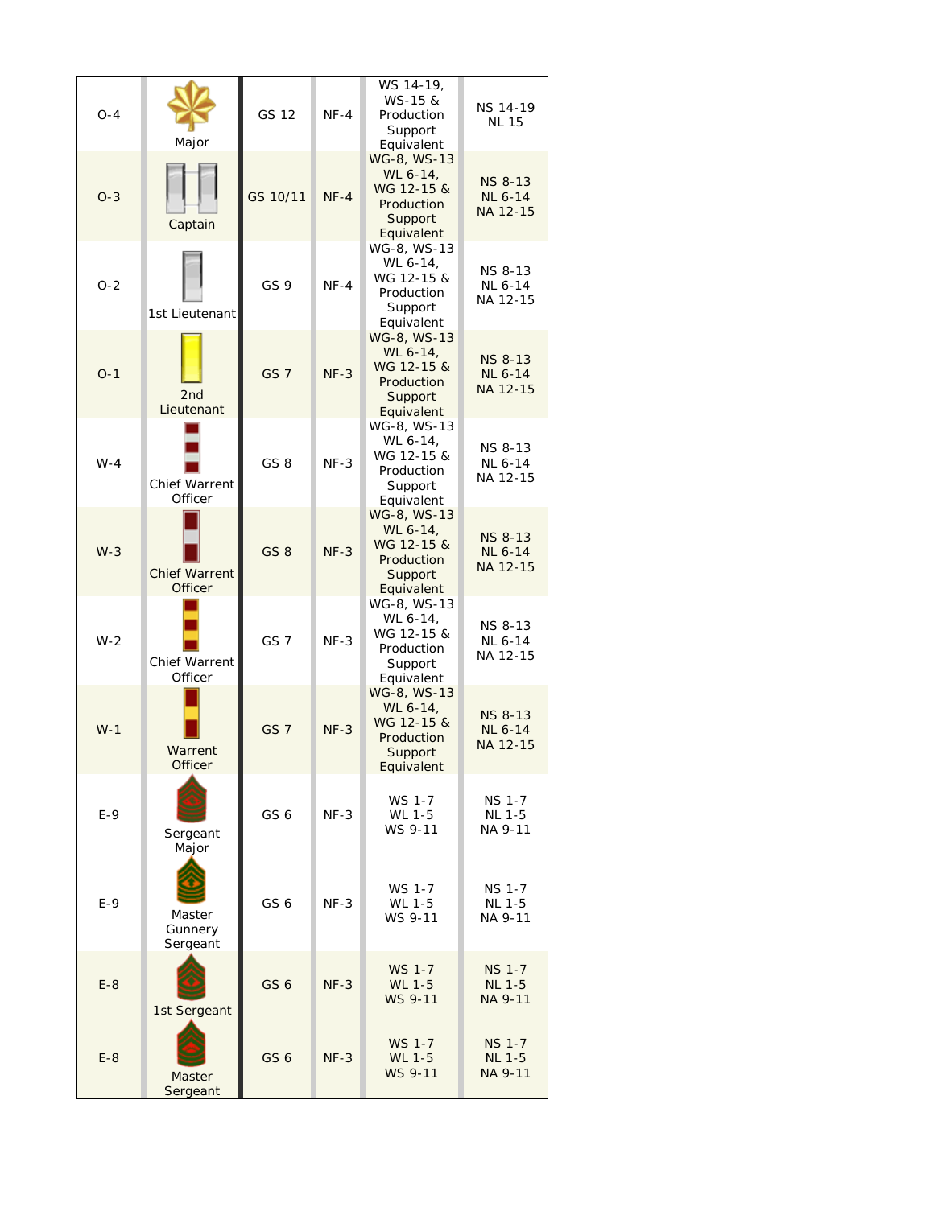| O-4 | Major | GS 12 | NF-4 | WS 14-19, WS-15 & Production Support Equivalent | NS 14-19 NL 15 |
|---|---|---|---|---|---|
| O-3 | Captain | GS 10/11 | NF-4 | WG-8, WS-13 WL 6-14, WG 12-15 & Production Support Equivalent | NS 8-13 NL 6-14 NA 12-15 |
| O-2 | 1st Lieutenant | GS 9 | NF-4 | WG-8, WS-13 WL 6-14, WG 12-15 & Production Support Equivalent | NS 8-13 NL 6-14 NA 12-15 |
| O-1 | 2nd Lieutenant | GS 7 | NF-3 | WG-8, WS-13 WL 6-14, WG 12-15 & Production Support Equivalent | NS 8-13 NL 6-14 NA 12-15 |
| W-4 | Chief Warrent Officer | GS 8 | NF-3 | WG-8, WS-13 WL 6-14, WG 12-15 & Production Support Equivalent | NS 8-13 NL 6-14 NA 12-15 |
| W-3 | Chief Warrent Officer | GS 8 | NF-3 | WG-8, WS-13 WL 6-14, WG 12-15 & Production Support Equivalent | NS 8-13 NL 6-14 NA 12-15 |
| W-2 | Chief Warrent Officer | GS 7 | NF-3 | WG-8, WS-13 WL 6-14, WG 12-15 & Production Support Equivalent | NS 8-13 NL 6-14 NA 12-15 |
| W-1 | Warrent Officer | GS 7 | NF-3 | WG-8, WS-13 WL 6-14, WG 12-15 & Production Support Equivalent | NS 8-13 NL 6-14 NA 12-15 |
| E-9 | Sergeant Major | GS 6 | NF-3 | WS 1-7 WL 1-5 WS 9-11 | NS 1-7 NL 1-5 NA 9-11 |
| E-9 | Master Gunnery Sergeant | GS 6 | NF-3 | WS 1-7 WL 1-5 WS 9-11 | NS 1-7 NL 1-5 NA 9-11 |
| E-8 | 1st Sergeant | GS 6 | NF-3 | WS 1-7 WL 1-5 WS 9-11 | NS 1-7 NL 1-5 NA 9-11 |
| E-8 | Master Sergeant | GS 6 | NF-3 | WS 1-7 WL 1-5 WS 9-11 | NS 1-7 NL 1-5 NA 9-11 |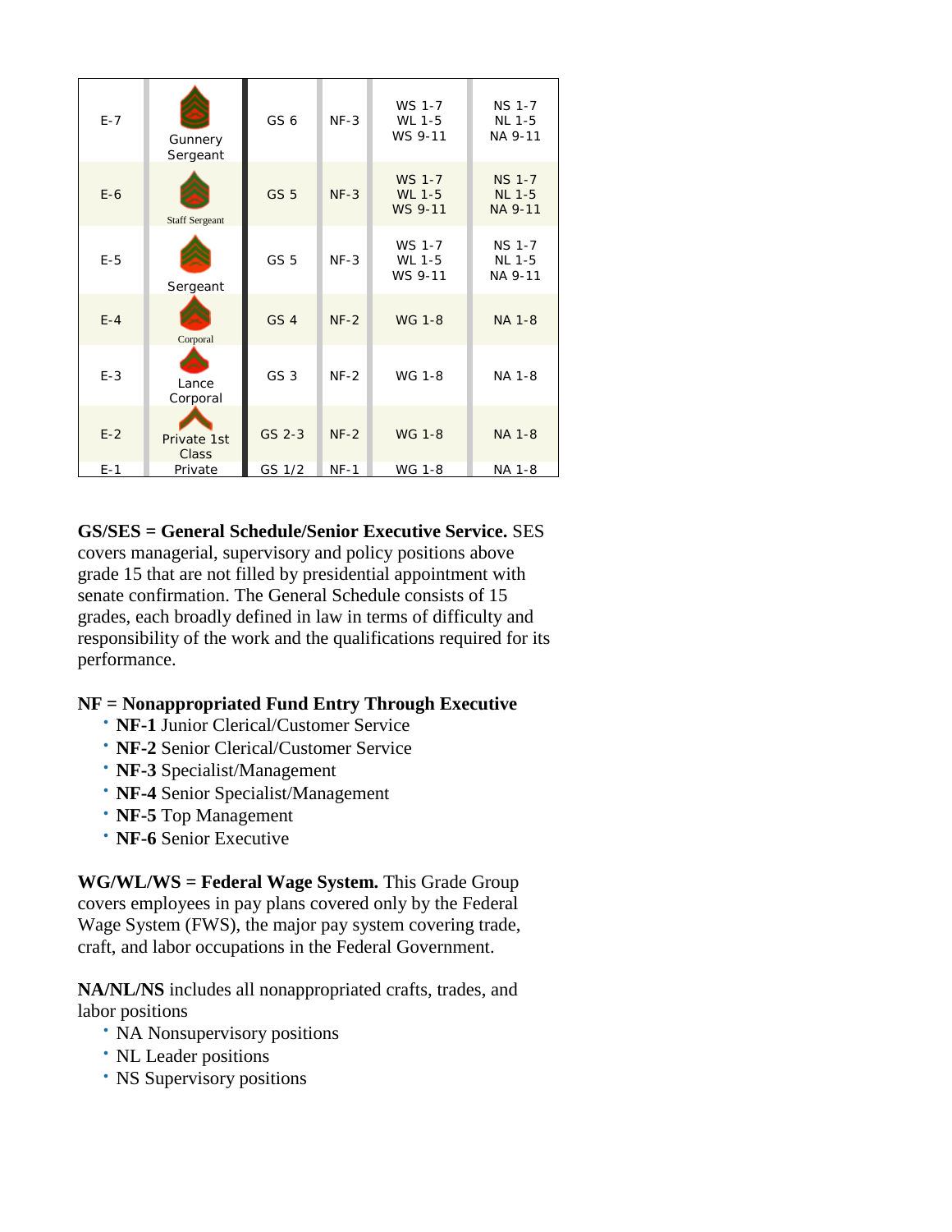| | | | | | |
|---|---|---|---|---|---|
| E-7 | Gunnery Sergeant | GS 6 | NF-3 | WS 1-7<br>WL 1-5<br>WS 9-11 | NS 1-7<br>NL 1-5<br>NA 9-11 |
| E-6 | Staff Sergeant | GS 5 | NF-3 | WS 1-7<br>WL 1-5<br>WS 9-11 | NS 1-7<br>NL 1-5<br>NA 9-11 |
| E-5 | Sergeant | GS 5 | NF-3 | WS 1-7<br>WL 1-5<br>WS 9-11 | NS 1-7<br>NL 1-5<br>NA 9-11 |
| E-4 | Corporal | GS 4 | NF-2 | WG 1-8 | NA 1-8 |
| E-3 | Lance Corporal | GS 3 | NF-2 | WG 1-8 | NA 1-8 |
| E-2 | Private 1st Class | GS 2-3 | NF-2 | WG 1-8 | NA 1-8 |
| E-1 | Private | GS 1/2 | NF-1 | WG 1-8 | NA 1-8 |

**GS/SES = General Schedule/Senior Executive Service.** SES covers managerial, supervisory and policy positions above grade 15 that are not filled by presidential appointment with senate confirmation. The General Schedule consists of 15 grades, each broadly defined in law in terms of difficulty and responsibility of the work and the qualifications required for its performance.

**NF = Nonappropriated Fund Entry Through Executive**

- **NF-1** Junior Clerical/Customer Service
- **NF-2** Senior Clerical/Customer Service
- **NF-3** Specialist/Management
- **NF-4** Senior Specialist/Management
- **NF-5** Top Management
- **NF-6** Senior Executive

**WG/WL/WS = Federal Wage System.** This Grade Group covers employees in pay plans covered only by the Federal Wage System (FWS), the major pay system covering trade, craft, and labor occupations in the Federal Government.

**NA/NL/NS** includes all nonappropriated crafts, trades, and labor positions

- NA Nonsupervisory positions
- NL Leader positions
- NS Supervisory positions